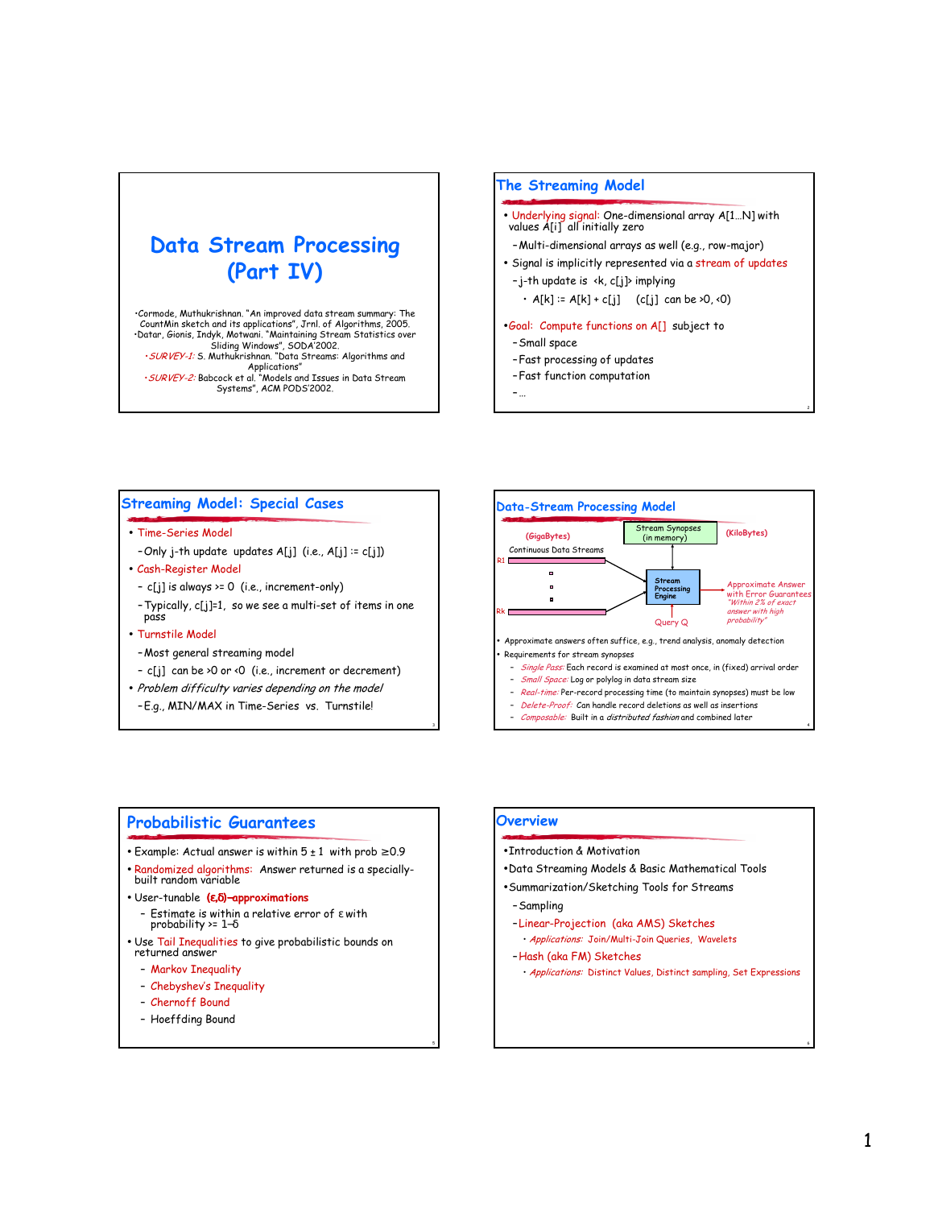# Data Stream Processing (Part IV)

- Cormode, Muthukrishnan. "An improved data stream summary: The CountMin sketch and its applications", Jrnl. of Algorithms, 2005.
- Datar, Gionis, Indyk, Motwani. "Maintaining Stream Statistics over Sliding Windows", SODA'2002.
- *SURVEY-1:* S. Muthukrishnan. "Data Streams: Algorithms and Applications"
- *SURVEY-2:* Babcock et al. "Models and Issues in Data Stream Systems", ACM PODS'2002.

## The Streaming Model

- Underlying signal: One-dimensional array A[1…N] with values A[i] all initially zero
  - Multi-dimensional arrays as well (e.g., row-major)
- Signal is implicitly represented via a stream of updates
  - j-th update is <k, c[j]> implying
    - A[k] := A[k] + c[j] (c[j] can be >0, <0)
- Goal: Compute functions on A[] subject to
  - Small space
  - Fast processing of updates
  - Fast function computation
  - …

## Streaming Model: Special Cases

- Time-Series Model
  - Only j-th update updates A[j] (i.e., A[j] := c[j])
- Cash-Register Model
  - c[j] is always >= 0 (i.e., increment-only)
  - Typically, c[j]=1, so we see a multi-set of items in one pass
- Turnstile Model
  - Most general streaming model
  - c[j] can be >0 or <0 (i.e., increment or decrement)
- *Problem difficulty varies depending on the model*
  - E.g., MIN/MAX in Time-Series vs. Turnstile!

## Data-Stream Processing Model

(GigaBytes) Continuous Data Streams R1 … Rk → Stream Processing Engine ↔ Stream Synopses (in memory) (KiloBytes); Query Q → Stream Processing Engine → Approximate Answer with Error Guarantees *"Within 2% of exact answer with high probability"*

- Approximate answers often suffice, e.g., trend analysis, anomaly detection
- Requirements for stream synopses
  - *Single Pass:* Each record is examined at most once, in (fixed) arrival order
  - *Small Space:* Log or polylog in data stream size
  - *Real-time:* Per-record processing time (to maintain synopses) must be low
  - *Delete-Proof:* Can handle record deletions as well as insertions
  - *Composable:* Built in a *distributed fashion* and combined later

## Probabilistic Guarantees

- Example: Actual answer is within 5 ± 1 with prob ≥0.9
- Randomized algorithms: Answer returned is a specially-built random variable
- User-tunable **(ε,δ)-approximations**
  - Estimate is within a relative error of ε with probability >= 1–δ
- Use Tail Inequalities to give probabilistic bounds on returned answer
  - Markov Inequality
  - Chebyshev's Inequality
  - Chernoff Bound
  - Hoeffding Bound

## Overview

- Introduction & Motivation
- Data Streaming Models & Basic Mathematical Tools
- Summarization/Sketching Tools for Streams
  - Sampling
  - Linear-Projection (aka AMS) Sketches
    - *Applications:* Join/Multi-Join Queries, Wavelets
  - Hash (aka FM) Sketches
    - *Applications:* Distinct Values, Distinct sampling, Set Expressions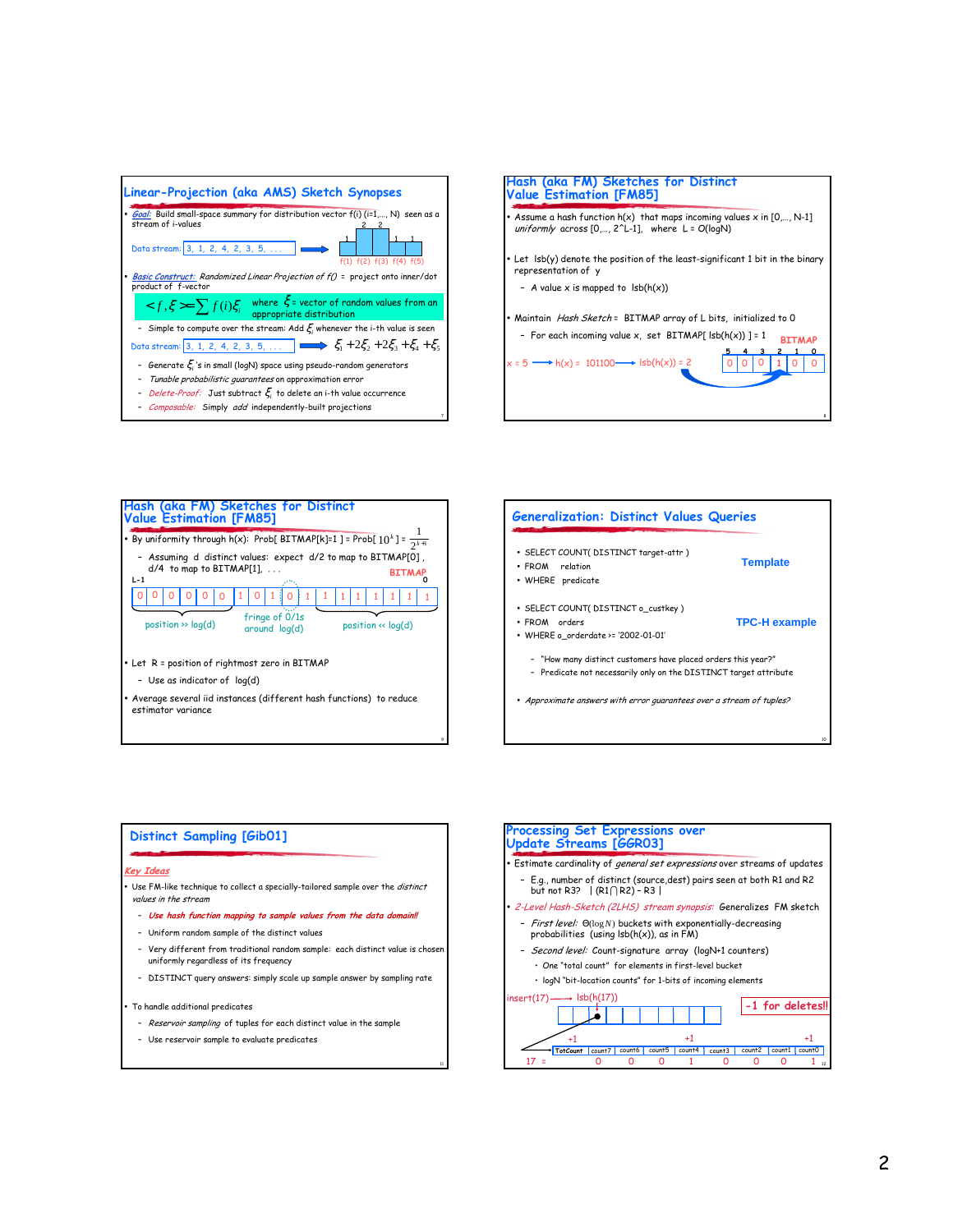## Linear-Projection (aka AMS) Sketch Synopses

- *Goal:* Build small-space summary for distribution vector f(i) (i=1,..., N) seen as a stream of i-values

Data stream: 3, 1, 2, 4, 2, 3, 5, . . .

f(1) f(2) f(3) f(4) f(5)

- *Basic Construct:* Randomized Linear Projection of f() = project onto inner/dot product of f-vector

$$<f,\xi> = \sum f(i)\xi_i$$ where $\xi$ = vector of random values from an appropriate distribution

  - Simple to compute over the stream: Add $\xi_i$ whenever the i-th value is seen

Data stream: 3, 1, 2, 4, 2, 3, 5, . . . → $\xi_1 + 2\xi_2 + 2\xi_3 + \xi_4 + \xi_5$

  - Generate $\xi_i$'s in small (logN) space using pseudo-random generators
  - *Tunable probabilistic guarantees* on approximation error
  - *Delete-Proof:* Just subtract $\xi_i$ to delete an i-th value occurrence
  - *Composable:* Simply *add* independently-built projections

## Hash (aka FM) Sketches for Distinct Value Estimation [FM85]

- Assume a hash function h(x) that maps incoming values x in [0,..., N-1] *uniformly* across [0,..., 2^L-1], where L = O(logN)
- Let lsb(y) denote the position of the least-significant 1 bit in the binary representation of y
  - A value x is mapped to lsb(h(x))
- Maintain *Hash Sketch* = BITMAP array of L bits, initialized to 0
  - For each incoming value x, set BITMAP[ lsb(h(x)) ] = 1

x = 5 → h(x) = 101100 → lsb(h(x)) = 2

BITMAP

| 5 | 4 | 3 | 2 | 1 | 0 |
|---|---|---|---|---|---|
| 0 | 0 | 0 | 1 | 0 | 0 |

## Hash (aka FM) Sketches for Distinct Value Estimation [FM85]

- By uniformity through h(x): Prob[ BITMAP[k]=1 ] = Prob[ $10^k$ ] = $\frac{1}{2^{k+1}}$
  - Assuming d distinct values: expect d/2 to map to BITMAP[0] , d/4 to map to BITMAP[1], . . .

BITMAP

L-1 ... 0

| 0 | 0 | 0 | 0 | 0 | 0 | 1 | 0 | 1 | 0 | 1 | 1 | 1 | 1 | 1 | 1 | 1 | 1 |
|---|---|---|---|---|---|---|---|---|---|---|---|---|---|---|---|---|---|

position >> log(d) — fringe of 0/1s around log(d) — position << log(d)

- Let R = position of rightmost zero in BITMAP
  - Use as indicator of log(d)
- Average several iid instances (different hash functions) to reduce estimator variance

## Generalization: Distinct Values Queries

**Template**

- SELECT COUNT( DISTINCT target-attr )
- FROM relation
- WHERE predicate

**TPC-H example**

- SELECT COUNT( DISTINCT o_custkey )
- FROM orders
- WHERE o_orderdate >= '2002-01-01'
  - "How many distinct customers have placed orders this year?"
  - Predicate not necessarily only on the DISTINCT target attribute
- *Approximate answers with error guarantees over a stream of tuples?*

## Distinct Sampling [Gib01]

*Key Ideas*

- Use FM-like technique to collect a specially-tailored sample over the *distinct values in the stream*
  - *Use hash function mapping to sample values from the data domain!!*
  - Uniform random sample of the distinct values
  - Very different from traditional random sample: each distinct value is chosen uniformly regardless of its frequency
  - DISTINCT query answers: simply scale up sample answer by sampling rate
- To handle additional predicates
  - *Reservoir sampling* of tuples for each distinct value in the sample
  - Use reservoir sample to evaluate predicates

## Processing Set Expressions over Update Streams [GGR03]

- Estimate cardinality of *general set expressions* over streams of updates
  - E.g., number of distinct (source,dest) pairs seen at both R1 and R2 but not R3? | (R1 ∩ R2) – R3 |
- *2-Level Hash-Sketch (2LHS) stream synopsis:* Generalizes FM sketch
  - *First level:* $\Theta(\log N)$ buckets with exponentially-decreasing probabilities (using lsb(h(x)), as in FM)
  - *Second level:* Count-signature array (logN+1 counters)
    - One "total count" for elements in first-level bucket
    - logN "bit-location counts" for 1-bits of incoming elements

insert(17) → lsb(h(17))

-1 for deletes!!

| | TotCount | count7 | count6 | count5 | count4 | count3 | count2 | count1 | count0 |
|---|---|---|---|---|---|---|---|---|---|
| | +1 | | | +1 | | | | | +1 |
| 17 = | 0 | 0 | 0 | 1 | 0 | 0 | 0 | 1 | |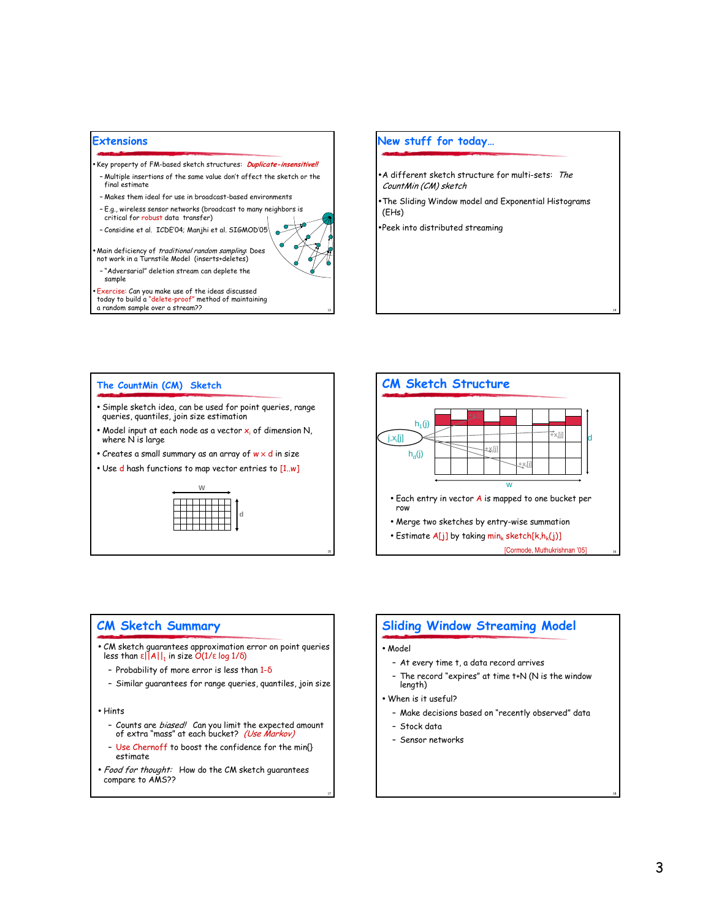## Extensions

- Key property of FM-based sketch structures: ***Duplicate-insensitive!!***
  - Multiple insertions of the same value don't affect the sketch or the final estimate
  - Makes them ideal for use in broadcast-based environments
  - E.g., wireless sensor networks (broadcast to many neighbors is critical for robust data transfer)
  - Considine et al. ICDE'04; Manjhi et al. SIGMOD'05
- Main deficiency of *traditional random sampling*: Does not work in a Turnstile Model (inserts+deletes)
  - "Adversarial" deletion stream can deplete the sample
- Exercise: Can you make use of the ideas discussed today to build a "delete-proof" method of maintaining a random sample over a stream??

## New stuff for today…

- A different sketch structure for multi-sets: *The CountMin (CM) sketch*
- The Sliding Window model and Exponential Histograms (EHs)
- Peek into distributed streaming

## The CountMin (CM) Sketch

- Simple sketch idea, can be used for point queries, range queries, quantiles, join size estimation
- Model input at each node as a vector $x_i$ of dimension N, where N is large
- Creates a small summary as an array of $w \times d$ in size
- Use $d$ hash functions to map vector entries to $[1..w]$

## CM Sketch Structure

- Each entry in vector $A$ is mapped to one bucket per row
- Merge two sketches by entry-wise summation
- Estimate $A[j]$ by taking $\min_k \text{sketch}[k,h_k(j)]$

[Cormode, Muthukrishnan '05]

## CM Sketch Summary

- CM sketch guarantees approximation error on point queries less than $\varepsilon||A||_1$ in size $O(1/\varepsilon \log 1/\delta)$
  - Probability of more error is less than $1-\delta$
  - Similar guarantees for range queries, quantiles, join size
- Hints
  - Counts are *biased!* Can you limit the expected amount of extra "mass" at each bucket? *(Use Markov)*
  - Use Chernoff to boost the confidence for the min{} estimate
- *Food for thought:* How do the CM sketch guarantees compare to AMS??

## Sliding Window Streaming Model

- Model
  - At every time t, a data record arrives
  - The record "expires" at time t+N (N is the window length)
- When is it useful?
  - Make decisions based on "recently observed" data
  - Stock data
  - Sensor networks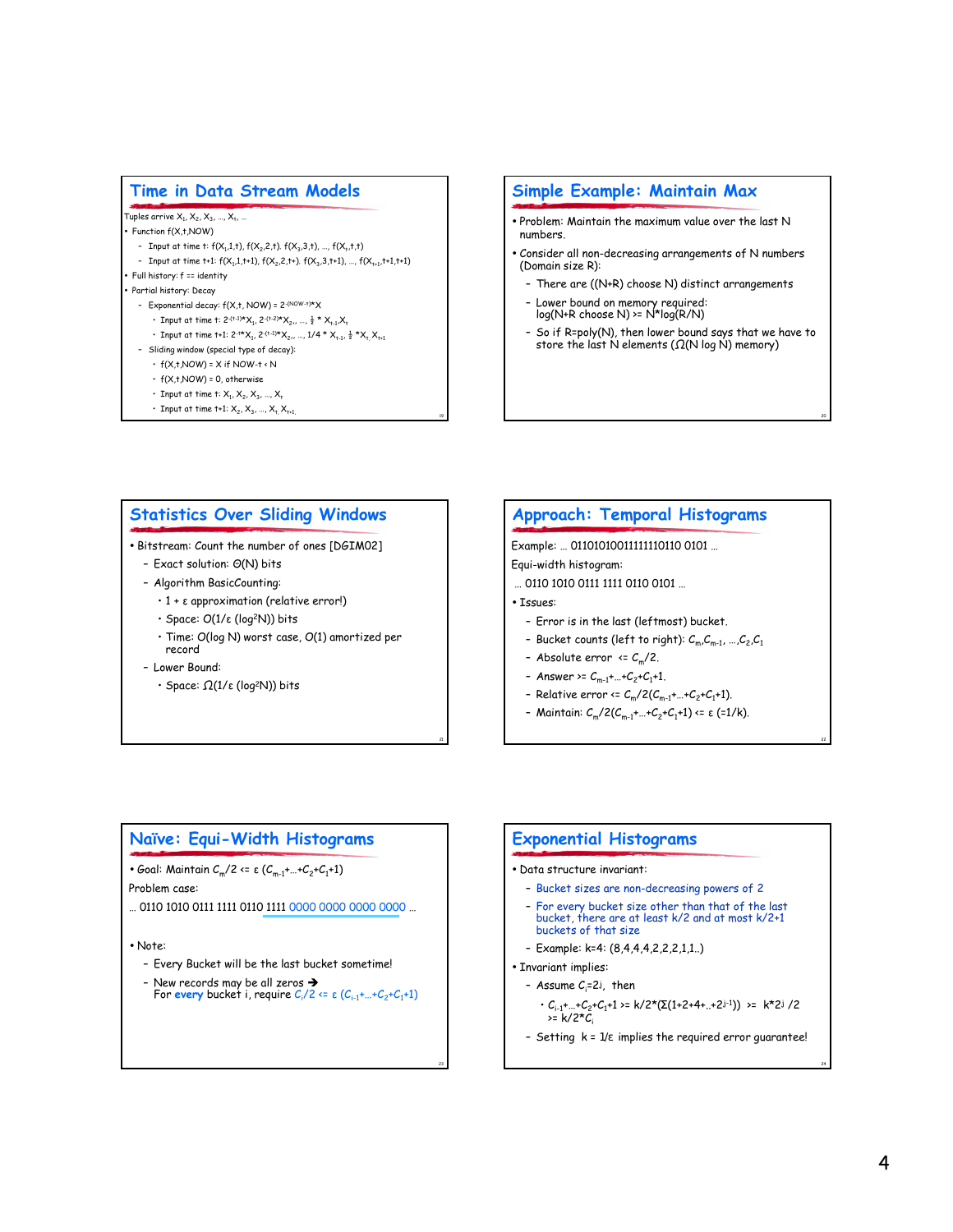## Time in Data Stream Models

Tuples arrive $X_1, X_2, X_3, \ldots, X_t, \ldots$

- Function f(X,t,NOW)
  - Input at time t: $f(X_1,1,t), f(X_2,2,t), f(X_3,3,t), \ldots, f(X_t,t,t)$
  - Input at time t+1: $f(X_1,1,t+1), f(X_2,2,t+), f(X_3,3,t+1), \ldots, f(X_{t+1},t+1,t+1)$
- Full history: f == identity
- Partial history: Decay
  - Exponential decay: $f(X,t,\text{NOW}) = 2^{-(\text{NOW}-t)} * X$
    - Input at time t: $2^{-(t-1)}*X_1, 2^{-(t-2)}*X_2, \ldots, \frac{1}{2} * X_{t-1}, X_t$
    - Input at time t+1: $2^{-t}*X_1, 2^{-(t-1)}*X_2, \ldots, 1/4 * X_{t-1}, \frac{1}{2} *X_t, X_{t+1}$
  - Sliding window (special type of decay):
    - $f(X,t,\text{NOW}) = X$ if $\text{NOW}-t < N$
    - $f(X,t,\text{NOW}) = 0$, otherwise
    - Input at time t: $X_1, X_2, X_3, \ldots, X_t$
    - Input at time t+1: $X_2, X_3, \ldots, X_t, X_{t+1}$

## Simple Example: Maintain Max

- Problem: Maintain the maximum value over the last N numbers.
- Consider all non-decreasing arrangements of N numbers (Domain size R):
  - There are ((N+R) choose N) distinct arrangements
  - Lower bound on memory required: log(N+R choose N) >= N*log(R/N)
  - So if R=poly(N), then lower bound says that we have to store the last N elements ($\Omega$(N log N) memory)

## Statistics Over Sliding Windows

- Bitstream: Count the number of ones [DGIM02]
  - Exact solution: $\Theta(N)$ bits
  - Algorithm BasicCounting:
    - $1 + \varepsilon$ approximation (relative error!)
    - Space: $O(1/\varepsilon (\log^2 N))$ bits
    - Time: O(log N) worst case, O(1) amortized per record
  - Lower Bound:
    - Space: $\Omega(1/\varepsilon (\log^2 N))$ bits

## Approach: Temporal Histograms

Example: … 01101010011111110110 0101 …

Equi-width histogram:

… 0110 1010 0111 1111 0110 0101 …

- Issues:
  - Error is in the last (leftmost) bucket.
  - Bucket counts (left to right): $C_m, C_{m-1}, \ldots, C_2, C_1$
  - Absolute error <= $C_m/2$.
  - Answer >= $C_{m-1}+\ldots+C_2+C_1+1$.
  - Relative error <= $C_m/2(C_{m-1}+\ldots+C_2+C_1+1)$.
  - Maintain: $C_m/2(C_{m-1}+\ldots+C_2+C_1+1) <= \varepsilon\ (=1/k)$.

## Naïve: Equi-Width Histograms

- Goal: Maintain $C_m/2 <= \varepsilon\ (C_{m-1}+\ldots+C_2+C_1+1)$

Problem case:

… 0110 1010 0111 1111 0110 1111 0000 0000 0000 0000 …

- Note:
  - Every Bucket will be the last bucket sometime!
  - New records may be all zeros ➔ For **every** bucket i, require $C_i/2 <= \varepsilon\ (C_{i-1}+\ldots+C_2+C_1+1)$

## Exponential Histograms

- Data structure invariant:
  - Bucket sizes are non-decreasing powers of 2
  - For every bucket size other than that of the last bucket, there are at least k/2 and at most k/2+1 buckets of that size
  - Example: k=4: (8,4,4,4,2,2,2,1,1..)
- Invariant implies:
  - Assume $C_i=2^j$, then
    - $C_{i-1}+\ldots+C_2+C_1+1 >= k/2*(\Sigma(1+2+4+..+2^{j-1})) >= k*2^j/2 >= k/2*C_i$
  - Setting $k = 1/\varepsilon$ implies the required error guarantee!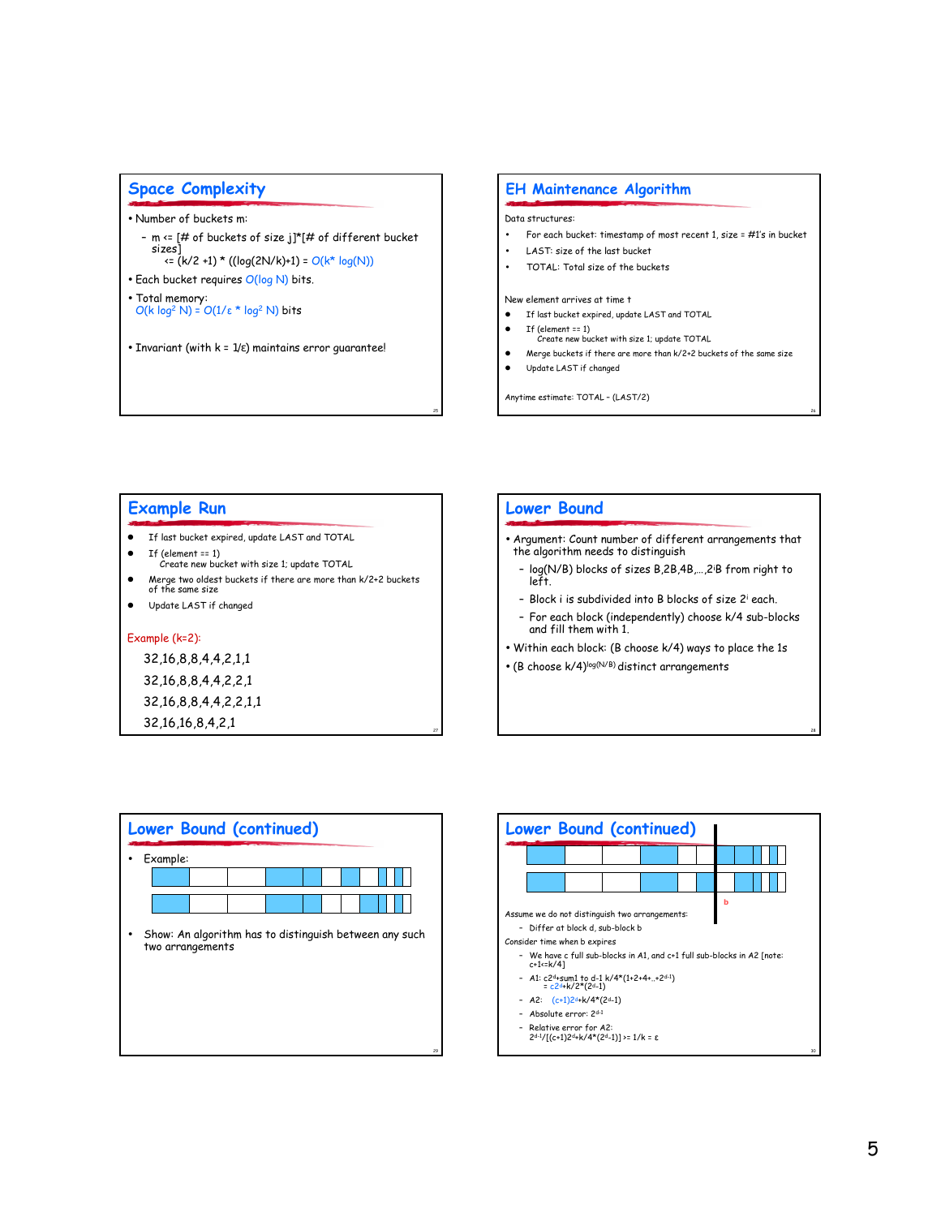## Space Complexity

- Number of buckets m:
  - m <= [# of buckets of size j]*[# of different bucket sizes]
    <= $(k/2 + 1) * ((\log(2N/k)+1)$ = $O(k^* \log(N))$
- Each bucket requires $O(\log N)$ bits.
- Total memory:
  $O(k \log^2 N) = O(1/\varepsilon * \log^2 N)$ bits
- Invariant (with $k = 1/\varepsilon$) maintains error guarantee!

## EH Maintenance Algorithm

Data structures:

- For each bucket: timestamp of most recent 1, size = #1's in bucket
- LAST: size of the last bucket
- TOTAL: Total size of the buckets

New element arrives at time t

- If last bucket expired, update LAST and TOTAL
- If (element == 1)
  Create new bucket with size 1; update TOTAL
- Merge buckets if there are more than k/2+2 buckets of the same size
- Update LAST if changed

Anytime estimate: TOTAL – (LAST/2)

## Example Run

- If last bucket expired, update LAST and TOTAL
- If (element == 1)
  Create new bucket with size 1; update TOTAL
- Merge two oldest buckets if there are more than k/2+2 buckets of the same size
- Update LAST if changed

Example (k=2):

32,16,8,8,4,4,2,1,1

32,16,8,8,4,4,2,2,1

32,16,8,8,4,4,2,2,1,1

32,16,16,8,4,2,1

## Lower Bound

- Argument: Count number of different arrangements that the algorithm needs to distinguish
  - $\log(N/B)$ blocks of sizes B,2B,4B,…,$2^i$B from right to left.
  - Block i is subdivided into B blocks of size $2^i$ each.
  - For each block (independently) choose k/4 sub-blocks and fill them with 1.
- Within each block: (B choose k/4) ways to place the 1s
- $(B \text{ choose } k/4)^{\log(N/B)}$ distinct arrangements

## Lower Bound (continued)

- Example:
- Show: An algorithm has to distinguish between any such two arrangements

## Lower Bound (continued)

b

Assume we do not distinguish two arrangements:

- Differ at block d, sub-block b

Consider time when b expires

- We have c full sub-blocks in A1, and c+1 full sub-blocks in A2 [note: c+1<=k/4]
- A1: $c2^d$+sum1 to d-1 $k/4*(1+2+4+..+2^{d-1})$
  $= c2^d + k/2*(2^d-1)$
- A2: $(c+1)2^d + k/4*(2^d-1)$
- Absolute error: $2^{d-1}$
- Relative error for A2:
  $2^{d-1}/[(c+1)2^d + k/4*(2^d-1)] >= 1/k = \varepsilon$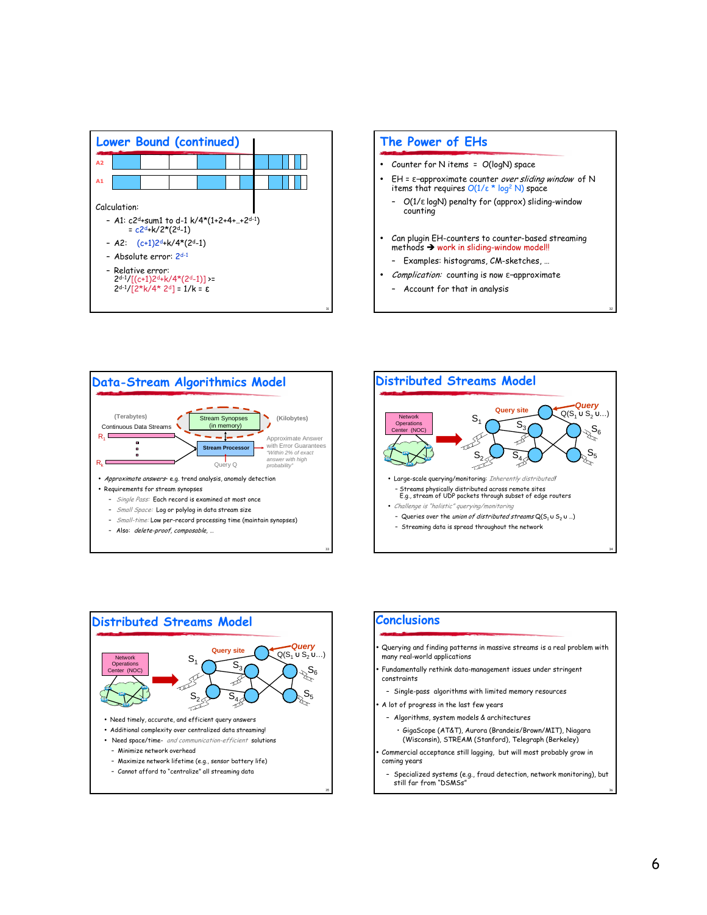## Lower Bound (continued)

A2

A1

Calculation:

- A1: $c2^d$+sum1 to d-1 k/4*(1+2+4+..+$2^{d-1}$)
  = $c2^d$+k/2*($2^d$-1)
- A2: (c+1)$2^d$+k/4*($2^d$-1)
- Absolute error: $2^{d-1}$
- Relative error:
  $2^{d-1}$/[(c+1)$2^d$+k/4*($2^d$-1)] >=
  $2^{d-1}$/[2*k/4* $2^d$] = 1/k = ε

## The Power of EHs

- Counter for N items = O(logN) space
- EH = ε–approximate counter *over sliding window* of N items that requires O(1/ε * $\log^2$ N) space
  - O(1/ε logN) penalty for (approx) sliding-window counting
- Can plugin EH-counters to counter-based streaming methods ➔ work in sliding-window model!!
  - Examples: histograms, CM-sketches, …
- *Complication:* counting is now ε–approximate
  - Account for that in analysis

## Data-Stream Algorithmics Model

(Terabytes)

Continuous Data Streams

$R_1$

$R_k$

Stream Synopses (in memory)

(Kilobytes)

Stream Processor

Query Q

Approximate Answer with Error Guarantees
"Within 2% of exact answer with high probability"

- *Approximate answers*- e.g. trend analysis, anomaly detection
- Requirements for stream synopses
  - *Single Pass:* Each record is examined at most once
  - *Small Space:* Log or polylog in data stream size
  - *Small-time:* Low per-record processing time (maintain synopses)
  - Also: *delete-proof, composable, …*

## Distributed Streams Model

Network Operations Center (NOC)

Query site

Query

Q($S_1$ ∪ $S_2$ ∪…)

$S_1$ $S_2$ $S_3$ $S_4$ $S_5$ $S_6$

- Large-scale querying/monitoring: *Inherently distributed!*
  - Streams physically distributed across remote sites
    E.g., stream of UDP packets through subset of edge routers
- *Challenge is "holistic" querying/monitoring*
  - Queries over the *union of distributed streams* Q($S_1$ ∪ $S_2$ ∪ …)
  - Streaming data is spread throughout the network

## Distributed Streams Model

Network Operations Center (NOC)

Query site

Query

Q($S_1$ ∪ $S_2$ ∪…)

$S_1$ $S_2$ $S_3$ $S_4$ $S_5$ $S_6$

- Need timely, accurate, and efficient query answers
- Additional complexity over centralized data streaming!
- Need space/time- *and communication-efficient* solutions
  - Minimize network overhead
  - Maximize network lifetime (e.g., sensor battery life)
  - Cannot afford to "centralize" all streaming data

## Conclusions

- Querying and finding patterns in massive streams is a real problem with many real-world applications
- Fundamentally rethink data-management issues under stringent constraints
  - Single-pass algorithms with limited memory resources
- A lot of progress in the last few years
  - Algorithms, system models & architectures
    - GigaScope (AT&T), Aurora (Brandeis/Brown/MIT), Niagara (Wisconsin), STREAM (Stanford), Telegraph (Berkeley)
- Commercial acceptance still lagging, but will most probably grow in coming years
  - Specialized systems (e.g., fraud detection, network monitoring), but still far from "DSMSs"